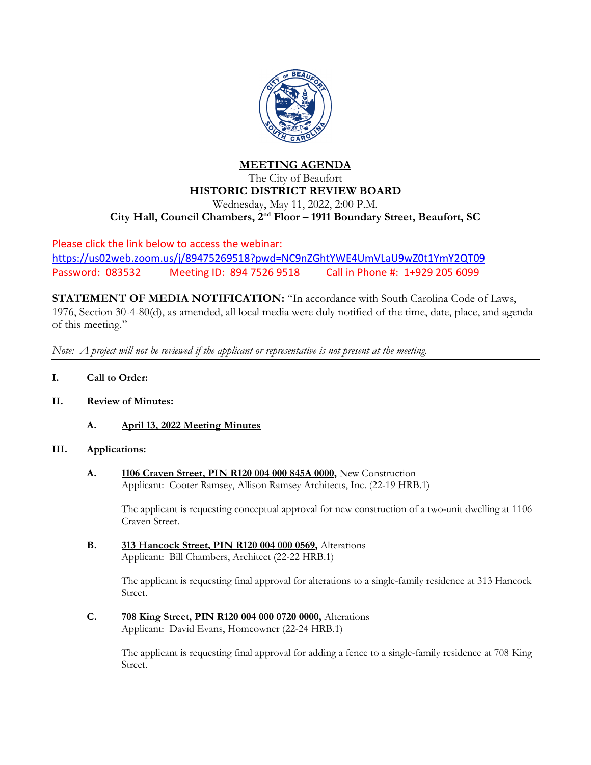# MEETING AGENDA

The City of Beaufort

**HISTORIC DISTRICT REVIEW BOARD**

Wednesday, May 11, 2022, 2:00 P.M.

**City Hall, Council Chambers, 2nd Floor – 1911 Boundary Street, Beaufort, SC**

Please click the link below to access the webinar:
https://us02web.zoom.us/j/89475269518?pwd=NC9nZGhtYWE4UmVLaU9wZ0t1YmY2QT09
Password: 083532 Meeting ID: 894 7526 9518 Call in Phone #: 1+929 205 6099

**STATEMENT OF MEDIA NOTIFICATION:** "In accordance with South Carolina Code of Laws, 1976, Section 30-4-80(d), as amended, all local media were duly notified of the time, date, place, and agenda of this meeting."

*Note: A project will not be reviewed if the applicant or representative is not present at the meeting.*

---

**I. Call to Order:**

**II. Review of Minutes:**

**A. April 13, 2022 Meeting Minutes**

**III. Applications:**

**A. 1106 Craven Street, PIN R120 004 000 845A 0000,** New Construction
Applicant: Cooter Ramsey, Allison Ramsey Architects, Inc. (22-19 HRB.1)

The applicant is requesting conceptual approval for new construction of a two-unit dwelling at 1106 Craven Street.

**B. 313 Hancock Street, PIN R120 004 000 0569,** Alterations
Applicant: Bill Chambers, Architect (22-22 HRB.1)

The applicant is requesting final approval for alterations to a single-family residence at 313 Hancock Street.

**C. 708 King Street, PIN R120 004 000 0720 0000,** Alterations
Applicant: David Evans, Homeowner (22-24 HRB.1)

The applicant is requesting final approval for adding a fence to a single-family residence at 708 King Street.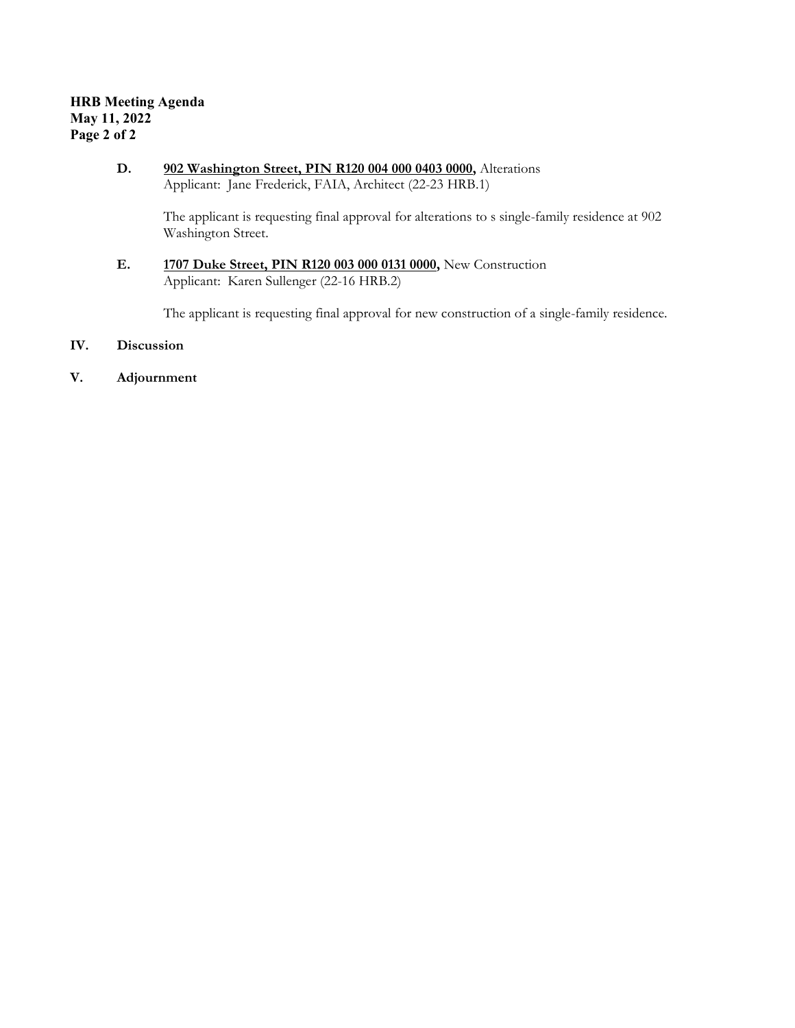**D.** **902 Washington Street, PIN R120 004 000 0403 0000,** Alterations
Applicant: Jane Frederick, FAIA, Architect (22-23 HRB.1)

The applicant is requesting final approval for alterations to s single-family residence at 902 Washington Street.

**E.** **1707 Duke Street, PIN R120 003 000 0131 0000,** New Construction
Applicant: Karen Sullenger (22-16 HRB.2)

The applicant is requesting final approval for new construction of a single-family residence.

## IV. Discussion

## V. Adjournment